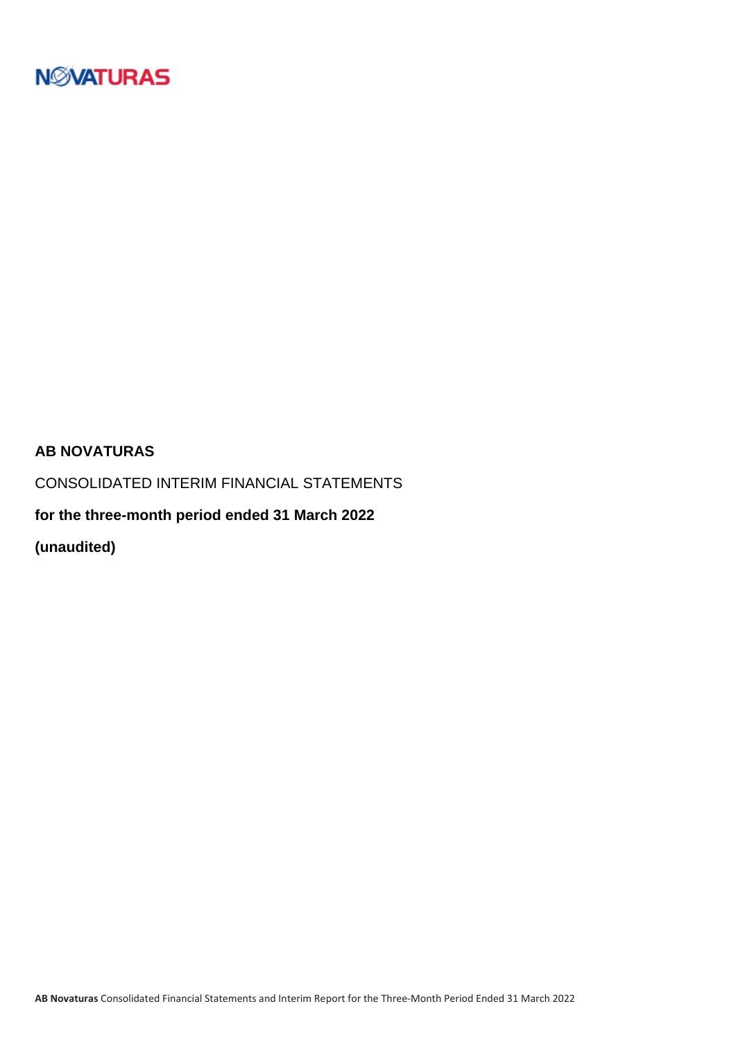NOVATURAS

**AB NOVATURAS**

CONSOLIDATED INTERIM FINANCIAL STATEMENTS

**for the three-month period ended 31 March 2022**

**(unaudited)**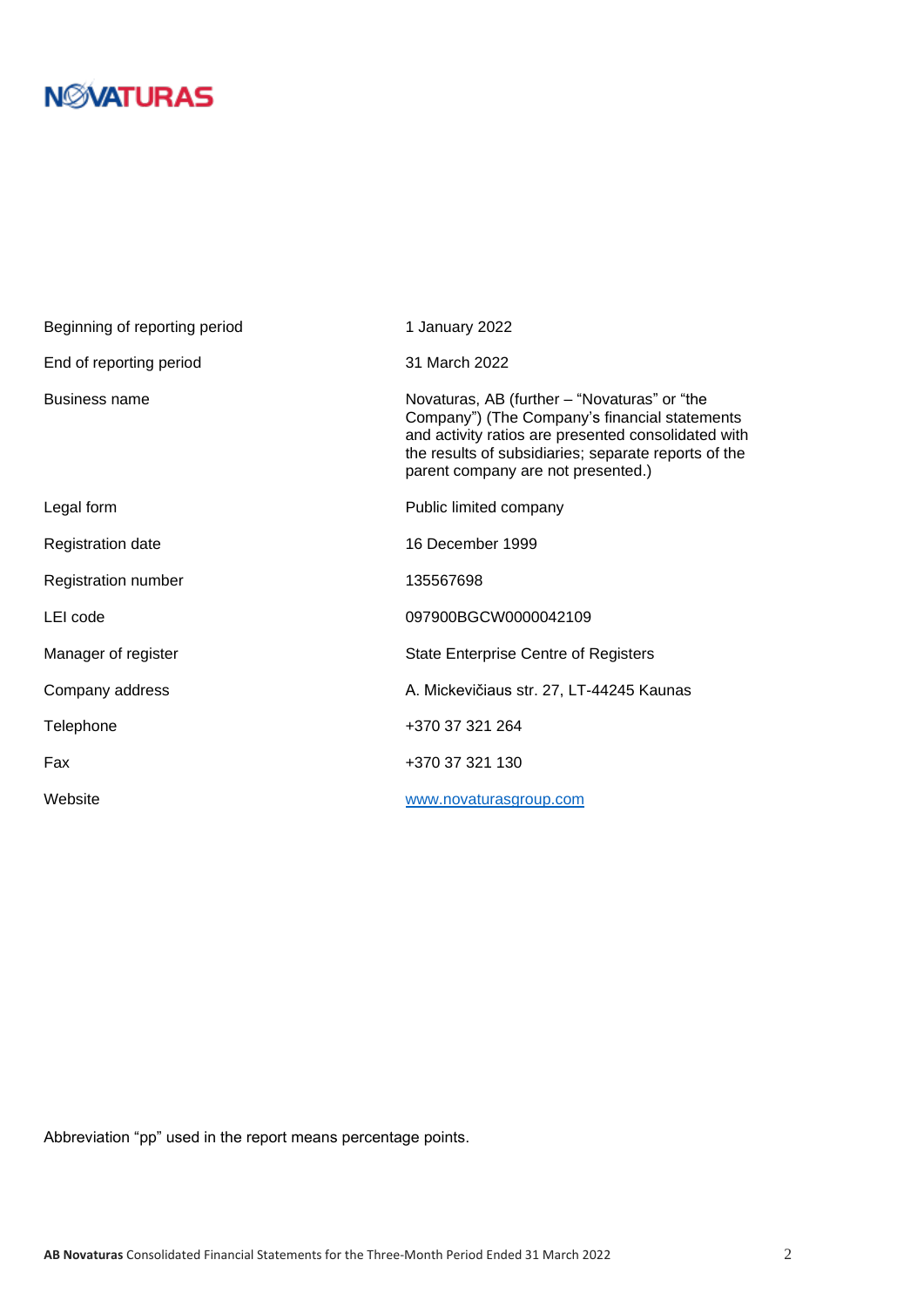| | |
|---|---|
| Beginning of reporting period | 1 January 2022 |
| End of reporting period | 31 March 2022 |
| Business name | Novaturas, AB (further – "Novaturas" or "the Company") (The Company's financial statements and activity ratios are presented consolidated with the results of subsidiaries; separate reports of the parent company are not presented.) |
| Legal form | Public limited company |
| Registration date | 16 December 1999 |
| Registration number | 135567698 |
| LEI code | 097900BGCW0000042109 |
| Manager of register | State Enterprise Centre of Registers |
| Company address | A. Mickevičiaus str. 27, LT-44245 Kaunas |
| Telephone | +370 37 321 264 |
| Fax | +370 37 321 130 |
| Website | www.novaturasgroup.com |

Abbreviation "pp" used in the report means percentage points.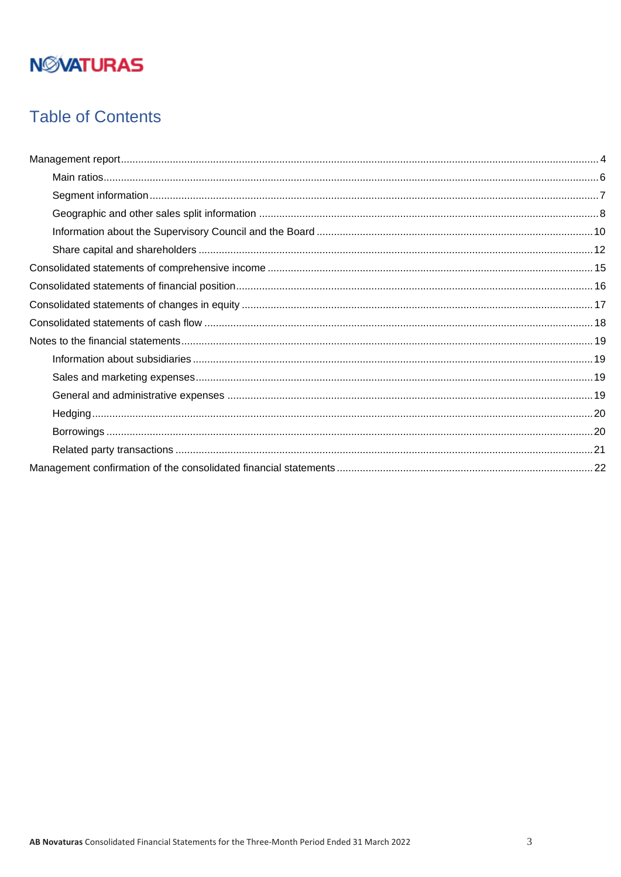NOVATURAS

# Table of Contents

- Management report ... 4
  - Main ratios ... 6
  - Segment information ... 7
  - Geographic and other sales split information ... 8
  - Information about the Supervisory Council and the Board ... 10
  - Share capital and shareholders ... 12
- Consolidated statements of comprehensive income ... 15
- Consolidated statements of financial position ... 16
- Consolidated statements of changes in equity ... 17
- Consolidated statements of cash flow ... 18
- Notes to the financial statements ... 19
  - Information about subsidiaries ... 19
  - Sales and marketing expenses ... 19
  - General and administrative expenses ... 19
  - Hedging ... 20
  - Borrowings ... 20
  - Related party transactions ... 21
- Management confirmation of the consolidated financial statements ... 22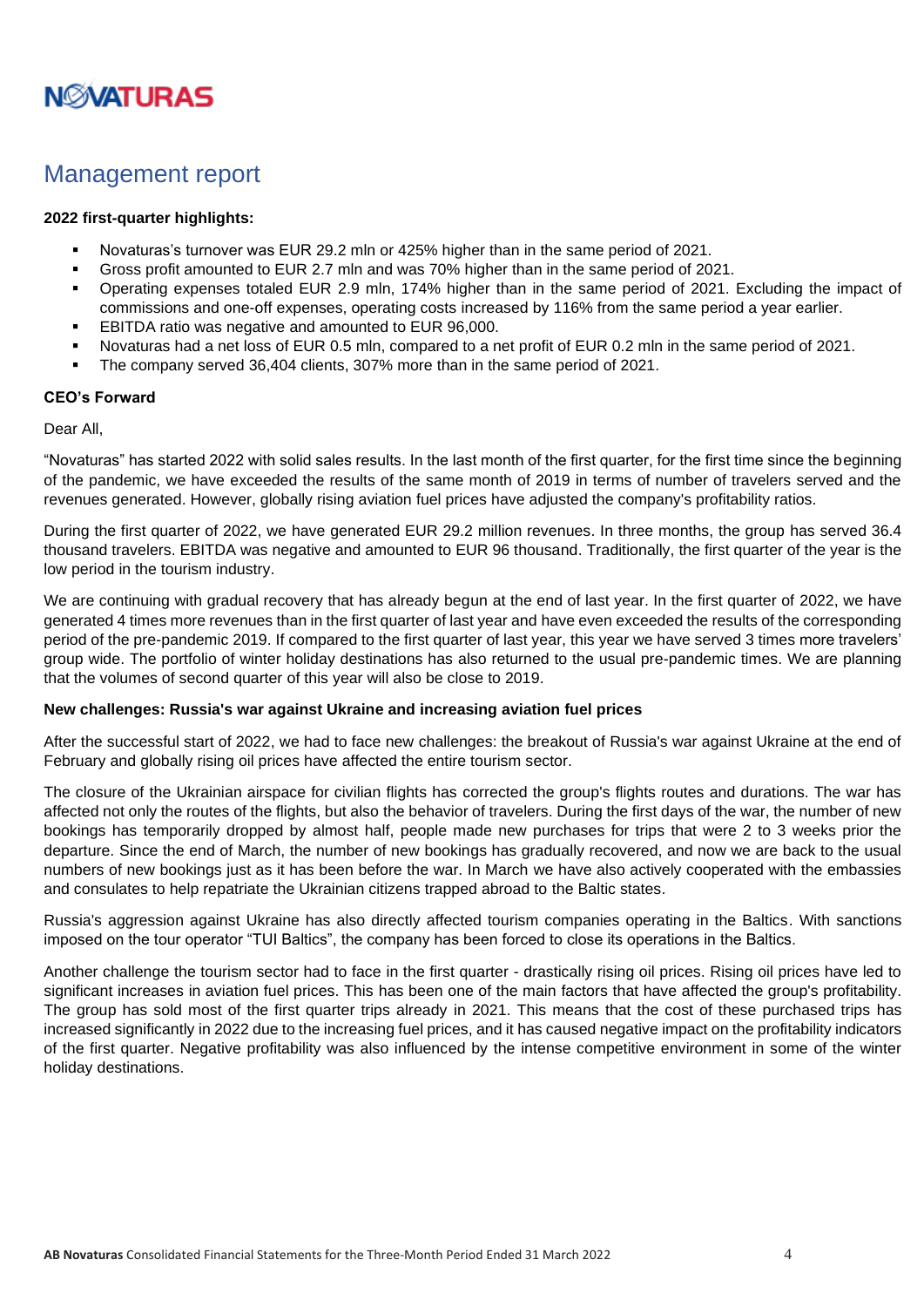# Management report

**2022 first-quarter highlights:**

- Novaturas's turnover was EUR 29.2 mln or 425% higher than in the same period of 2021.
- Gross profit amounted to EUR 2.7 mln and was 70% higher than in the same period of 2021.
- Operating expenses totaled EUR 2.9 mln, 174% higher than in the same period of 2021. Excluding the impact of commissions and one-off expenses, operating costs increased by 116% from the same period a year earlier.
- EBITDA ratio was negative and amounted to EUR 96,000.
- Novaturas had a net loss of EUR 0.5 mln, compared to a net profit of EUR 0.2 mln in the same period of 2021.
- The company served 36,404 clients, 307% more than in the same period of 2021.

**CEO's Forward**

Dear All,

"Novaturas" has started 2022 with solid sales results. In the last month of the first quarter, for the first time since the beginning of the pandemic, we have exceeded the results of the same month of 2019 in terms of number of travelers served and the revenues generated. However, globally rising aviation fuel prices have adjusted the company's profitability ratios.

During the first quarter of 2022, we have generated EUR 29.2 million revenues. In three months, the group has served 36.4 thousand travelers. EBITDA was negative and amounted to EUR 96 thousand. Traditionally, the first quarter of the year is the low period in the tourism industry.

We are continuing with gradual recovery that has already begun at the end of last year. In the first quarter of 2022, we have generated 4 times more revenues than in the first quarter of last year and have even exceeded the results of the corresponding period of the pre-pandemic 2019. If compared to the first quarter of last year, this year we have served 3 times more travelers' group wide. The portfolio of winter holiday destinations has also returned to the usual pre-pandemic times. We are planning that the volumes of second quarter of this year will also be close to 2019.

**New challenges: Russia's war against Ukraine and increasing aviation fuel prices**

After the successful start of 2022, we had to face new challenges: the breakout of Russia's war against Ukraine at the end of February and globally rising oil prices have affected the entire tourism sector.

The closure of the Ukrainian airspace for civilian flights has corrected the group's flights routes and durations. The war has affected not only the routes of the flights, but also the behavior of travelers. During the first days of the war, the number of new bookings has temporarily dropped by almost half, people made new purchases for trips that were 2 to 3 weeks prior the departure. Since the end of March, the number of new bookings has gradually recovered, and now we are back to the usual numbers of new bookings just as it has been before the war. In March we have also actively cooperated with the embassies and consulates to help repatriate the Ukrainian citizens trapped abroad to the Baltic states.

Russia's aggression against Ukraine has also directly affected tourism companies operating in the Baltics. With sanctions imposed on the tour operator "TUI Baltics", the company has been forced to close its operations in the Baltics.

Another challenge the tourism sector had to face in the first quarter - drastically rising oil prices. Rising oil prices have led to significant increases in aviation fuel prices. This has been one of the main factors that have affected the group's profitability. The group has sold most of the first quarter trips already in 2021. This means that the cost of these purchased trips has increased significantly in 2022 due to the increasing fuel prices, and it has caused negative impact on the profitability indicators of the first quarter. Negative profitability was also influenced by the intense competitive environment in some of the winter holiday destinations.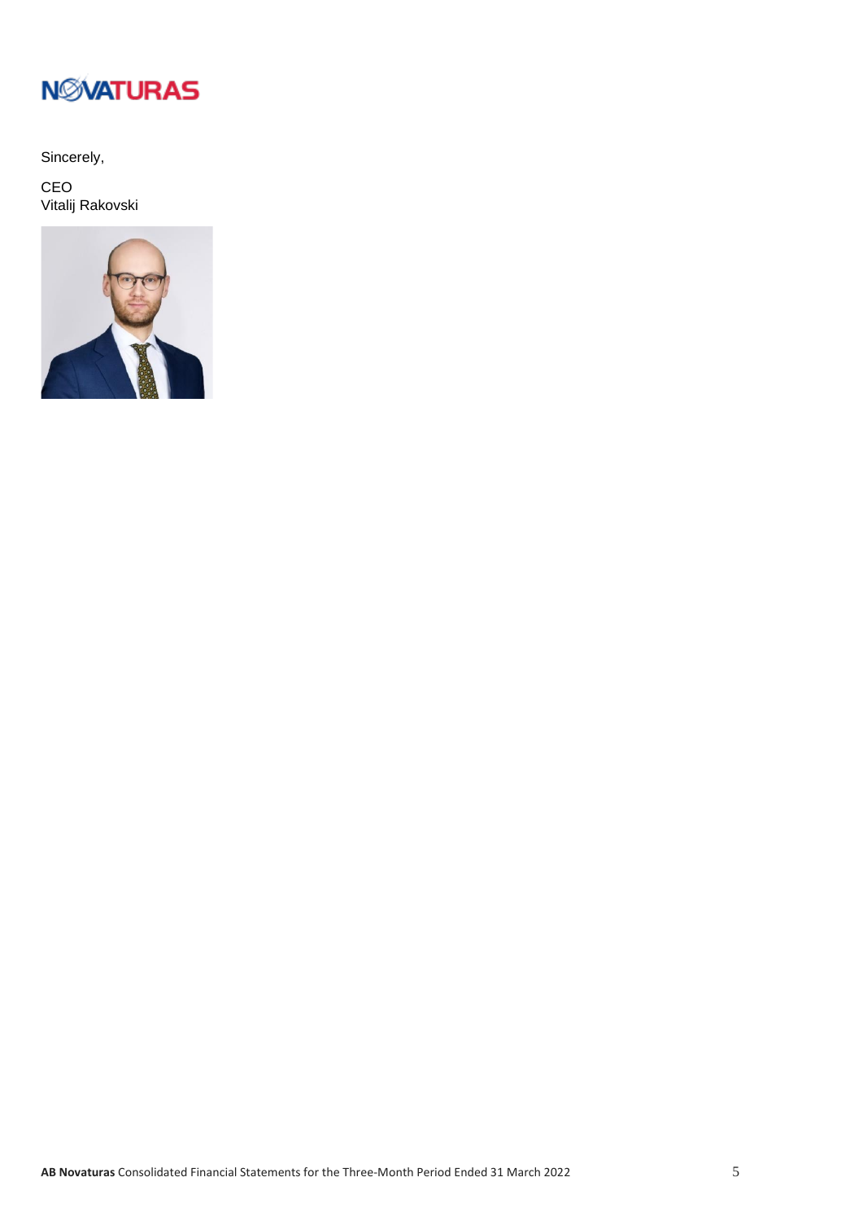Sincerely,

CEO
Vitalij Rakovski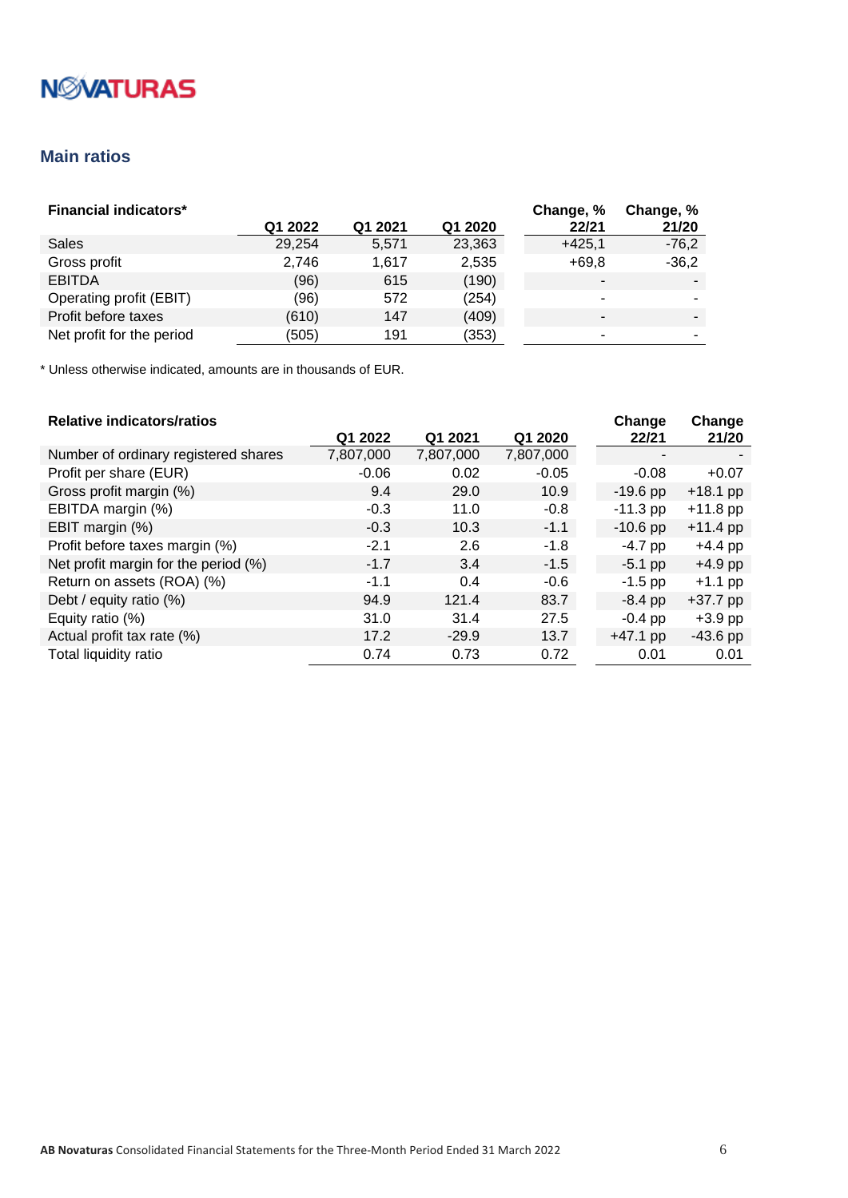## Main ratios

| Financial indicators* | Q1 2022 | Q1 2021 | Q1 2020 | Change, % 22/21 | Change, % 21/20 |
|---|---|---|---|---|---|
| Sales | 29,254 | 5,571 | 23,363 | +425,1 | -76,2 |
| Gross profit | 2,746 | 1,617 | 2,535 | +69,8 | -36,2 |
| EBITDA | (96) | 615 | (190) | - | - |
| Operating profit (EBIT) | (96) | 572 | (254) | - | - |
| Profit before taxes | (610) | 147 | (409) | - | - |
| Net profit for the period | (505) | 191 | (353) | - | - |

* Unless otherwise indicated, amounts are in thousands of EUR.

| Relative indicators/ratios | Q1 2022 | Q1 2021 | Q1 2020 | Change 22/21 | Change 21/20 |
|---|---|---|---|---|---|
| Number of ordinary registered shares | 7,807,000 | 7,807,000 | 7,807,000 | - | - |
| Profit per share (EUR) | -0.06 | 0.02 | -0.05 | -0.08 | +0.07 |
| Gross profit margin (%) | 9.4 | 29.0 | 10.9 | -19.6 pp | +18.1 pp |
| EBITDA margin (%) | -0.3 | 11.0 | -0.8 | -11.3 pp | +11.8 pp |
| EBIT margin (%) | -0.3 | 10.3 | -1.1 | -10.6 pp | +11.4 pp |
| Profit before taxes margin (%) | -2.1 | 2.6 | -1.8 | -4.7 pp | +4.4 pp |
| Net profit margin for the period (%) | -1.7 | 3.4 | -1.5 | -5.1 pp | +4.9 pp |
| Return on assets (ROA) (%) | -1.1 | 0.4 | -0.6 | -1.5 pp | +1.1 pp |
| Debt / equity ratio (%) | 94.9 | 121.4 | 83.7 | -8.4 pp | +37.7 pp |
| Equity ratio (%) | 31.0 | 31.4 | 27.5 | -0.4 pp | +3.9 pp |
| Actual profit tax rate (%) | 17.2 | -29.9 | 13.7 | +47.1 pp | -43.6 pp |
| Total liquidity ratio | 0.74 | 0.73 | 0.72 | 0.01 | 0.01 |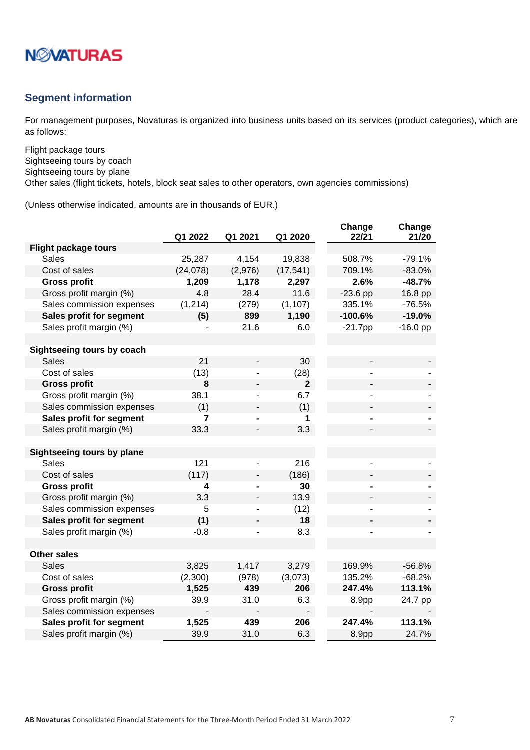## Segment information

For management purposes, Novaturas is organized into business units based on its services (product categories), which are as follows:

Flight package tours
Sightseeing tours by coach
Sightseeing tours by plane
Other sales (flight tickets, hotels, block seat sales to other operators, own agencies commissions)

(Unless otherwise indicated, amounts are in thousands of EUR.)

| | Q1 2022 | Q1 2021 | Q1 2020 | Change 22/21 | Change 21/20 |
|---|---|---|---|---|---|
| **Flight package tours** | | | | | |
| Sales | 25,287 | 4,154 | 19,838 | 508.7% | -79.1% |
| Cost of sales | (24,078) | (2,976) | (17,541) | 709.1% | -83.0% |
| **Gross profit** | **1,209** | **1,178** | **2,297** | **2.6%** | **-48.7%** |
| Gross profit margin (%) | 4.8 | 28.4 | 11.6 | -23.6 pp | 16.8 pp |
| Sales commission expenses | (1,214) | (279) | (1,107) | 335.1% | -76.5% |
| **Sales profit for segment** | **(5)** | **899** | **1,190** | **-100.6%** | **-19.0%** |
| Sales profit margin (%) | - | 21.6 | 6.0 | -21.7pp | -16.0 pp |
| | | | | | |
| **Sightseeing tours by coach** | | | | | |
| Sales | 21 | - | 30 | - | - |
| Cost of sales | (13) | - | (28) | - | - |
| **Gross profit** | **8** | **-** | **2** | **-** | **-** |
| Gross profit margin (%) | 38.1 | - | 6.7 | - | - |
| Sales commission expenses | (1) | - | (1) | - | - |
| **Sales profit for segment** | **7** | **-** | **1** | **-** | **-** |
| Sales profit margin (%) | 33.3 | - | 3.3 | - | - |
| | | | | | |
| **Sightseeing tours by plane** | | | | | |
| Sales | 121 | - | 216 | - | - |
| Cost of sales | (117) | - | (186) | - | - |
| **Gross profit** | **4** | **-** | **30** | **-** | **-** |
| Gross profit margin (%) | 3.3 | - | 13.9 | - | - |
| Sales commission expenses | 5 | - | (12) | - | - |
| **Sales profit for segment** | **(1)** | **-** | **18** | **-** | **-** |
| Sales profit margin (%) | -0.8 | - | 8.3 | - | - |
| | | | | | |
| **Other sales** | | | | | |
| Sales | 3,825 | 1,417 | 3,279 | 169.9% | -56.8% |
| Cost of sales | (2,300) | (978) | (3,073) | 135.2% | -68.2% |
| **Gross profit** | **1,525** | **439** | **206** | **247.4%** | **113.1%** |
| Gross profit margin (%) | 39.9 | 31.0 | 6.3 | 8.9pp | 24.7 pp |
| Sales commission expenses | - | - | - | - | - |
| **Sales profit for segment** | **1,525** | **439** | **206** | **247.4%** | **113.1%** |
| Sales profit margin (%) | 39.9 | 31.0 | 6.3 | 8.9pp | 24.7% |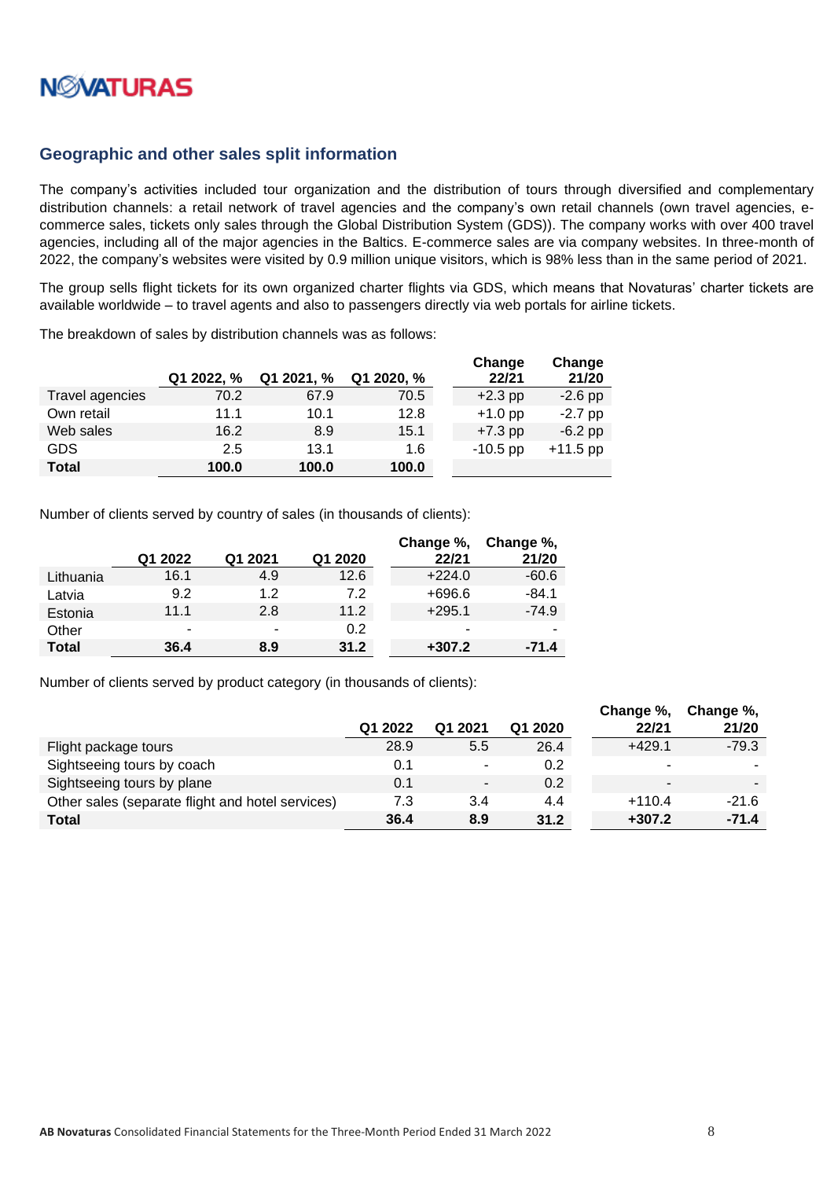## Geographic and other sales split information

The company's activities included tour organization and the distribution of tours through diversified and complementary distribution channels: a retail network of travel agencies and the company's own retail channels (own travel agencies, e-commerce sales, tickets only sales through the Global Distribution System (GDS)). The company works with over 400 travel agencies, including all of the major agencies in the Baltics. E-commerce sales are via company websites. In three-month of 2022, the company's websites were visited by 0.9 million unique visitors, which is 98% less than in the same period of 2021.

The group sells flight tickets for its own organized charter flights via GDS, which means that Novaturas' charter tickets are available worldwide – to travel agents and also to passengers directly via web portals for airline tickets.

The breakdown of sales by distribution channels was as follows:

| | Q1 2022, % | Q1 2021, % | Q1 2020, % | Change 22/21 | Change 21/20 |
|---|---|---|---|---|---|
| Travel agencies | 70.2 | 67.9 | 70.5 | +2.3 pp | -2.6 pp |
| Own retail | 11.1 | 10.1 | 12.8 | +1.0 pp | -2.7 pp |
| Web sales | 16.2 | 8.9 | 15.1 | +7.3 pp | -6.2 pp |
| GDS | 2.5 | 13.1 | 1.6 | -10.5 pp | +11.5 pp |
| **Total** | **100.0** | **100.0** | **100.0** | | |

Number of clients served by country of sales (in thousands of clients):

| | Q1 2022 | Q1 2021 | Q1 2020 | Change %, 22/21 | Change %, 21/20 |
|---|---|---|---|---|---|
| Lithuania | 16.1 | 4.9 | 12.6 | +224.0 | -60.6 |
| Latvia | 9.2 | 1.2 | 7.2 | +696.6 | -84.1 |
| Estonia | 11.1 | 2.8 | 11.2 | +295.1 | -74.9 |
| Other | - | - | 0.2 | - | - |
| **Total** | **36.4** | **8.9** | **31.2** | **+307.2** | **-71.4** |

Number of clients served by product category (in thousands of clients):

| | Q1 2022 | Q1 2021 | Q1 2020 | Change %, 22/21 | Change %, 21/20 |
|---|---|---|---|---|---|
| Flight package tours | 28.9 | 5.5 | 26.4 | +429.1 | -79.3 |
| Sightseeing tours by coach | 0.1 | - | 0.2 | - | - |
| Sightseeing tours by plane | 0.1 | - | 0.2 | - | - |
| Other sales (separate flight and hotel services) | 7.3 | 3.4 | 4.4 | +110.4 | -21.6 |
| **Total** | **36.4** | **8.9** | **31.2** | **+307.2** | **-71.4** |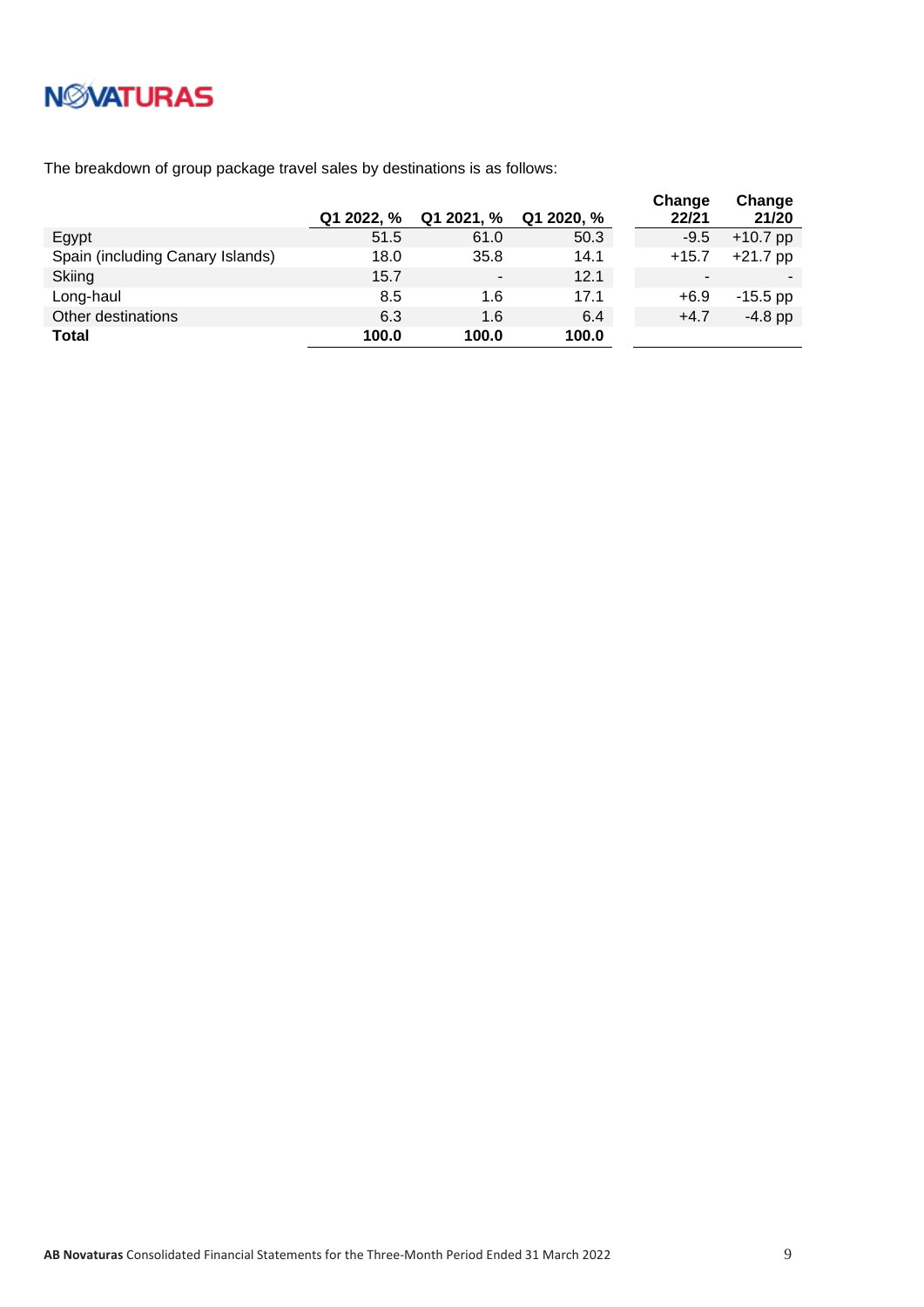The breakdown of group package travel sales by destinations is as follows:

| | Q1 2022, % | Q1 2021, % | Q1 2020, % | Change 22/21 | Change 21/20 |
|---|---|---|---|---|---|
| Egypt | 51.5 | 61.0 | 50.3 | -9.5 | +10.7 pp |
| Spain (including Canary Islands) | 18.0 | 35.8 | 14.1 | +15.7 | +21.7 pp |
| Skiing | 15.7 | - | 12.1 | - | - |
| Long-haul | 8.5 | 1.6 | 17.1 | +6.9 | -15.5 pp |
| Other destinations | 6.3 | 1.6 | 6.4 | +4.7 | -4.8 pp |
| **Total** | **100.0** | **100.0** | **100.0** | | |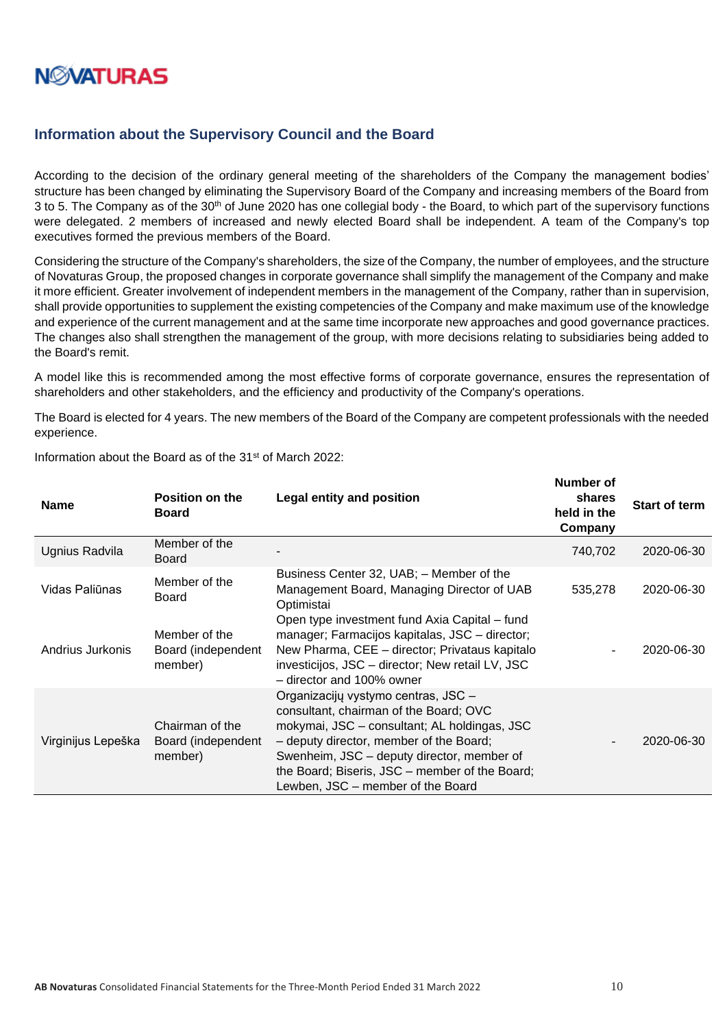## Information about the Supervisory Council and the Board

According to the decision of the ordinary general meeting of the shareholders of the Company the management bodies' structure has been changed by eliminating the Supervisory Board of the Company and increasing members of the Board from 3 to 5. The Company as of the 30th of June 2020 has one collegial body - the Board, to which part of the supervisory functions were delegated. 2 members of increased and newly elected Board shall be independent. A team of the Company's top executives formed the previous members of the Board.

Considering the structure of the Company's shareholders, the size of the Company, the number of employees, and the structure of Novaturas Group, the proposed changes in corporate governance shall simplify the management of the Company and make it more efficient. Greater involvement of independent members in the management of the Company, rather than in supervision, shall provide opportunities to supplement the existing competencies of the Company and make maximum use of the knowledge and experience of the current management and at the same time incorporate new approaches and good governance practices. The changes also shall strengthen the management of the group, with more decisions relating to subsidiaries being added to the Board's remit.

A model like this is recommended among the most effective forms of corporate governance, ensures the representation of shareholders and other stakeholders, and the efficiency and productivity of the Company's operations.

The Board is elected for 4 years. The new members of the Board of the Company are competent professionals with the needed experience.

Information about the Board as of the 31st of March 2022:

| Name | Position on the Board | Legal entity and position | Number of shares held in the Company | Start of term |
|---|---|---|---|---|
| Ugnius Radvila | Member of the Board | - | 740,702 | 2020-06-30 |
| Vidas Paliūnas | Member of the Board | Business Center 32, UAB; – Member of the Management Board, Managing Director of UAB Optimistai | 535,278 | 2020-06-30 |
| Andrius Jurkonis | Member of the Board (independent member) | Open type investment fund Axia Capital – fund manager; Farmacijos kapitalas, JSC – director; New Pharma, CEE – director; Privataus kapitalo investicijos, JSC – director; New retail LV, JSC – director and 100% owner | - | 2020-06-30 |
| Virginijus Lepeška | Chairman of the Board (independent member) | Organizacijų vystymo centras, JSC – consultant, chairman of the Board; OVC mokymai, JSC – consultant; AL holdingas, JSC – deputy director, member of the Board; Swenheim, JSC – deputy director, member of the Board; Biseris, JSC – member of the Board; Lewben, JSC – member of the Board | - | 2020-06-30 |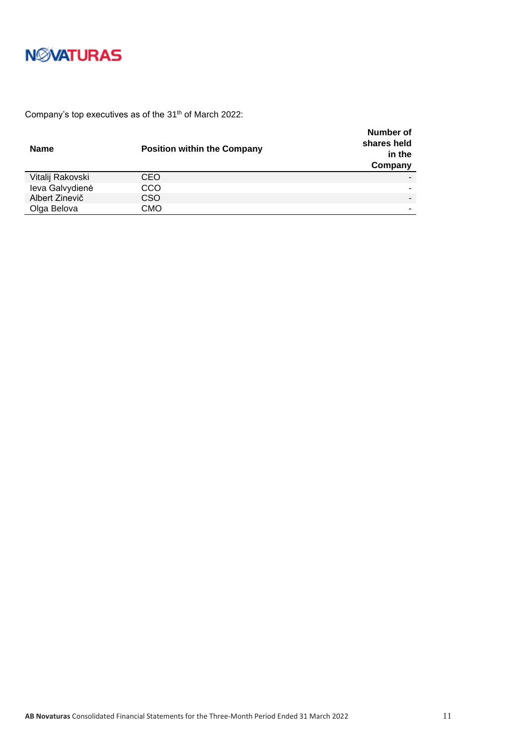Company's top executives as of the 31th of March 2022:

| Name | Position within the Company | Number of shares held in the Company |
|---|---|---|
| Vitalij Rakovski | CEO | - |
| Ieva Galvydienė | CCO | - |
| Albert Zinevič | CSO | - |
| Olga Belova | CMO | - |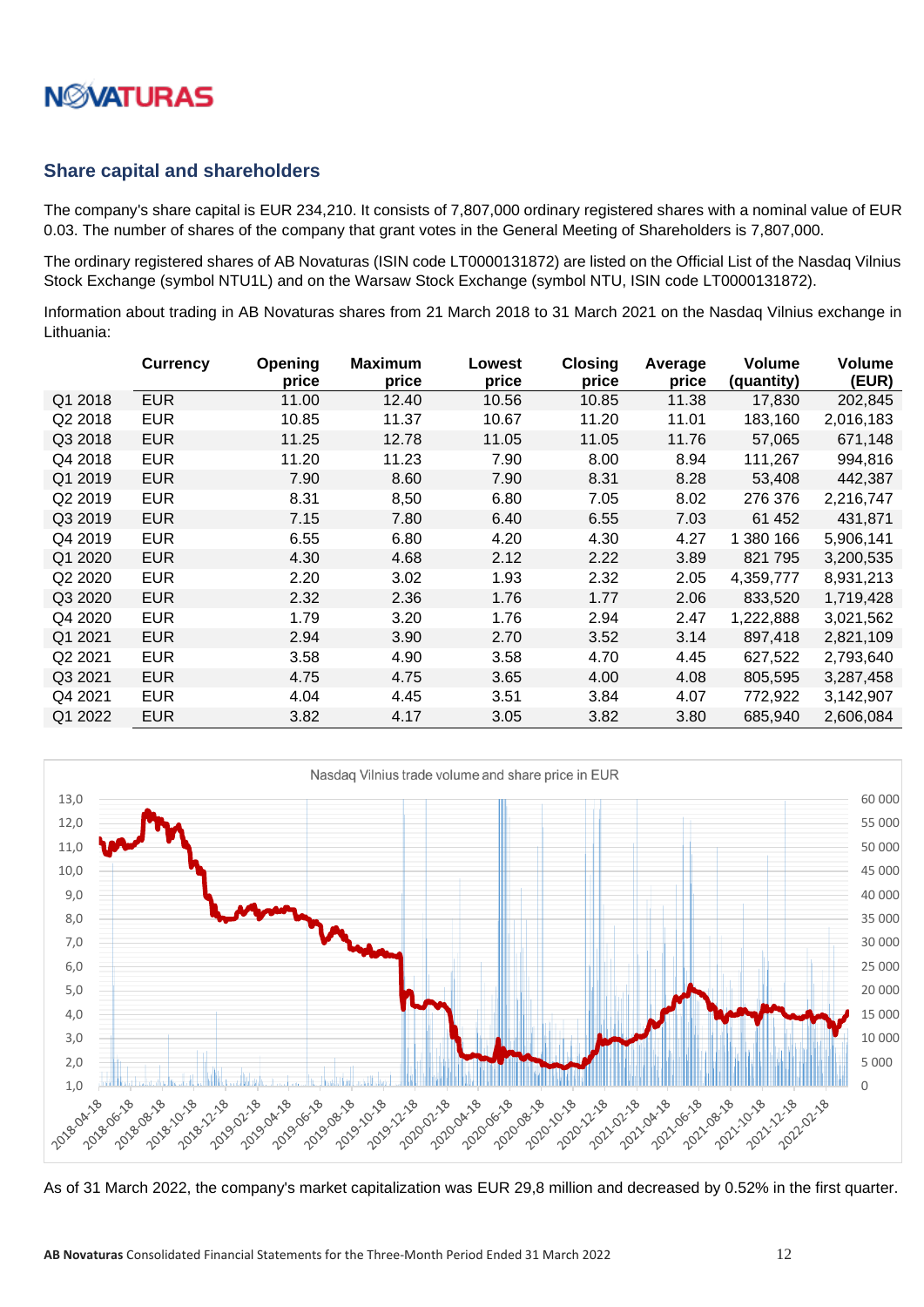## Share capital and shareholders

The company's share capital is EUR 234,210. It consists of 7,807,000 ordinary registered shares with a nominal value of EUR 0.03. The number of shares of the company that grant votes in the General Meeting of Shareholders is 7,807,000.

The ordinary registered shares of AB Novaturas (ISIN code LT0000131872) are listed on the Official List of the Nasdaq Vilnius Stock Exchange (symbol NTU1L) and on the Warsaw Stock Exchange (symbol NTU, ISIN code LT0000131872).

Information about trading in AB Novaturas shares from 21 March 2018 to 31 March 2021 on the Nasdaq Vilnius exchange in Lithuania:

| | Currency | Opening price | Maximum price | Lowest price | Closing price | Average price | Volume (quantity) | Volume (EUR) |
|---|---|---|---|---|---|---|---|---|
| Q1 2018 | EUR | 11.00 | 12.40 | 10.56 | 10.85 | 11.38 | 17,830 | 202,845 |
| Q2 2018 | EUR | 10.85 | 11.37 | 10.67 | 11.20 | 11.01 | 183,160 | 2,016,183 |
| Q3 2018 | EUR | 11.25 | 12.78 | 11.05 | 11.05 | 11.76 | 57,065 | 671,148 |
| Q4 2018 | EUR | 11.20 | 11.23 | 7.90 | 8.00 | 8.94 | 111,267 | 994,816 |
| Q1 2019 | EUR | 7.90 | 8.60 | 7.90 | 8.31 | 8.28 | 53,408 | 442,387 |
| Q2 2019 | EUR | 8.31 | 8,50 | 6.80 | 7.05 | 8.02 | 276 376 | 2,216,747 |
| Q3 2019 | EUR | 7.15 | 7.80 | 6.40 | 6.55 | 7.03 | 61 452 | 431,871 |
| Q4 2019 | EUR | 6.55 | 6.80 | 4.20 | 4.30 | 4.27 | 1 380 166 | 5,906,141 |
| Q1 2020 | EUR | 4.30 | 4.68 | 2.12 | 2.22 | 3.89 | 821 795 | 3,200,535 |
| Q2 2020 | EUR | 2.20 | 3.02 | 1.93 | 2.32 | 2.05 | 4,359,777 | 8,931,213 |
| Q3 2020 | EUR | 2.32 | 2.36 | 1.76 | 1.77 | 2.06 | 833,520 | 1,719,428 |
| Q4 2020 | EUR | 1.79 | 3.20 | 1.76 | 2.94 | 2.47 | 1,222,888 | 3,021,562 |
| Q1 2021 | EUR | 2.94 | 3.90 | 2.70 | 3.52 | 3.14 | 897,418 | 2,821,109 |
| Q2 2021 | EUR | 3.58 | 4.90 | 3.58 | 4.70 | 4.45 | 627,522 | 2,793,640 |
| Q3 2021 | EUR | 4.75 | 4.75 | 3.65 | 4.00 | 4.08 | 805,595 | 3,287,458 |
| Q4 2021 | EUR | 4.04 | 4.45 | 3.51 | 3.84 | 4.07 | 772,922 | 3,142,907 |
| Q1 2022 | EUR | 3.82 | 4.17 | 3.05 | 3.82 | 3.80 | 685,940 | 2,606,084 |

Nasdaq Vilnius trade volume and share price in EUR

As of 31 March 2022, the company's market capitalization was EUR 29,8 million and decreased by 0.52% in the first quarter.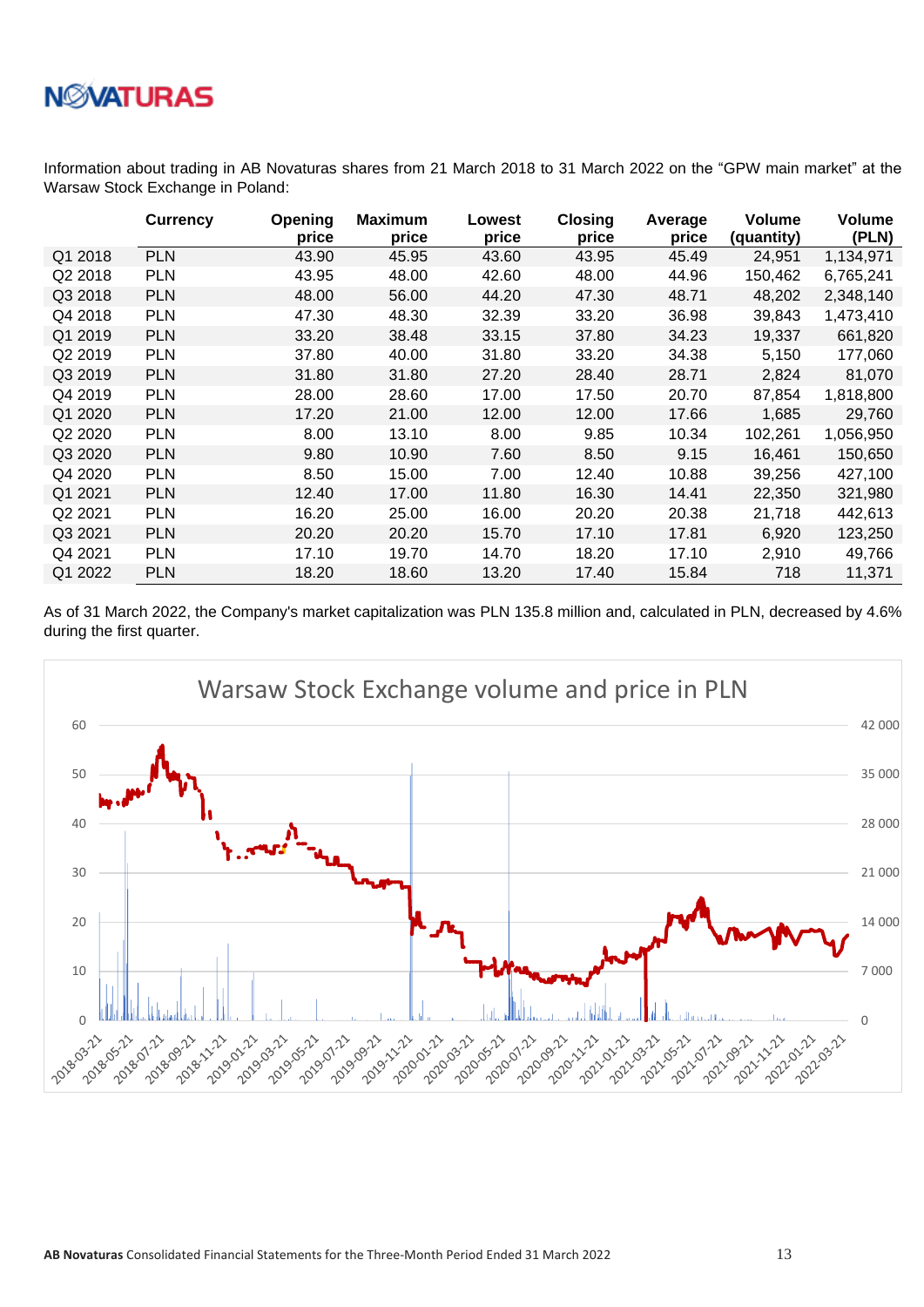Information about trading in AB Novaturas shares from 21 March 2018 to 31 March 2022 on the "GPW main market" at the Warsaw Stock Exchange in Poland:

| | Currency | Opening price | Maximum price | Lowest price | Closing price | Average price | Volume (quantity) | Volume (PLN) |
|---|---|---|---|---|---|---|---|---|
| Q1 2018 | PLN | 43.90 | 45.95 | 43.60 | 43.95 | 45.49 | 24,951 | 1,134,971 |
| Q2 2018 | PLN | 43.95 | 48.00 | 42.60 | 48.00 | 44.96 | 150,462 | 6,765,241 |
| Q3 2018 | PLN | 48.00 | 56.00 | 44.20 | 47.30 | 48.71 | 48,202 | 2,348,140 |
| Q4 2018 | PLN | 47.30 | 48.30 | 32.39 | 33.20 | 36.98 | 39,843 | 1,473,410 |
| Q1 2019 | PLN | 33.20 | 38.48 | 33.15 | 37.80 | 34.23 | 19,337 | 661,820 |
| Q2 2019 | PLN | 37.80 | 40.00 | 31.80 | 33.20 | 34.38 | 5,150 | 177,060 |
| Q3 2019 | PLN | 31.80 | 31.80 | 27.20 | 28.40 | 28.71 | 2,824 | 81,070 |
| Q4 2019 | PLN | 28.00 | 28.60 | 17.00 | 17.50 | 20.70 | 87,854 | 1,818,800 |
| Q1 2020 | PLN | 17.20 | 21.00 | 12.00 | 12.00 | 17.66 | 1,685 | 29,760 |
| Q2 2020 | PLN | 8.00 | 13.10 | 8.00 | 9.85 | 10.34 | 102,261 | 1,056,950 |
| Q3 2020 | PLN | 9.80 | 10.90 | 7.60 | 8.50 | 9.15 | 16,461 | 150,650 |
| Q4 2020 | PLN | 8.50 | 15.00 | 7.00 | 12.40 | 10.88 | 39,256 | 427,100 |
| Q1 2021 | PLN | 12.40 | 17.00 | 11.80 | 16.30 | 14.41 | 22,350 | 321,980 |
| Q2 2021 | PLN | 16.20 | 25.00 | 16.00 | 20.20 | 20.38 | 21,718 | 442,613 |
| Q3 2021 | PLN | 20.20 | 20.20 | 15.70 | 17.10 | 17.81 | 6,920 | 123,250 |
| Q4 2021 | PLN | 17.10 | 19.70 | 14.70 | 18.20 | 17.10 | 2,910 | 49,766 |
| Q1 2022 | PLN | 18.20 | 18.60 | 13.20 | 17.40 | 15.84 | 718 | 11,371 |

As of 31 March 2022, the Company's market capitalization was PLN 135.8 million and, calculated in PLN, decreased by 4.6% during the first quarter.

Warsaw Stock Exchange volume and price in PLN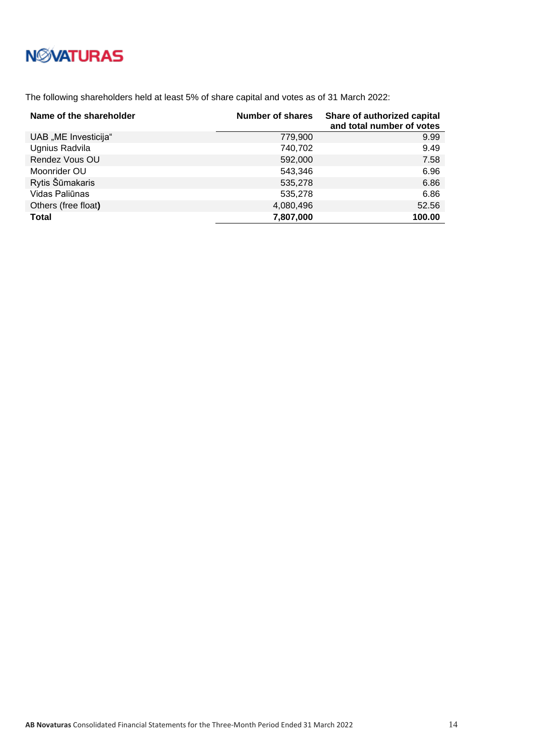The following shareholders held at least 5% of share capital and votes as of 31 March 2022:

| Name of the shareholder | Number of shares | Share of authorized capital and total number of votes |
|---|---|---|
| UAB „ME Investicija“ | 779,900 | 9.99 |
| Ugnius Radvila | 740,702 | 9.49 |
| Rendez Vous OU | 592,000 | 7.58 |
| Moonrider OU | 543,346 | 6.96 |
| Rytis Šūmakaris | 535,278 | 6.86 |
| Vidas Paliūnas | 535,278 | 6.86 |
| Others (free float**)** | 4,080,496 | 52.56 |
| **Total** | **7,807,000** | **100.00** |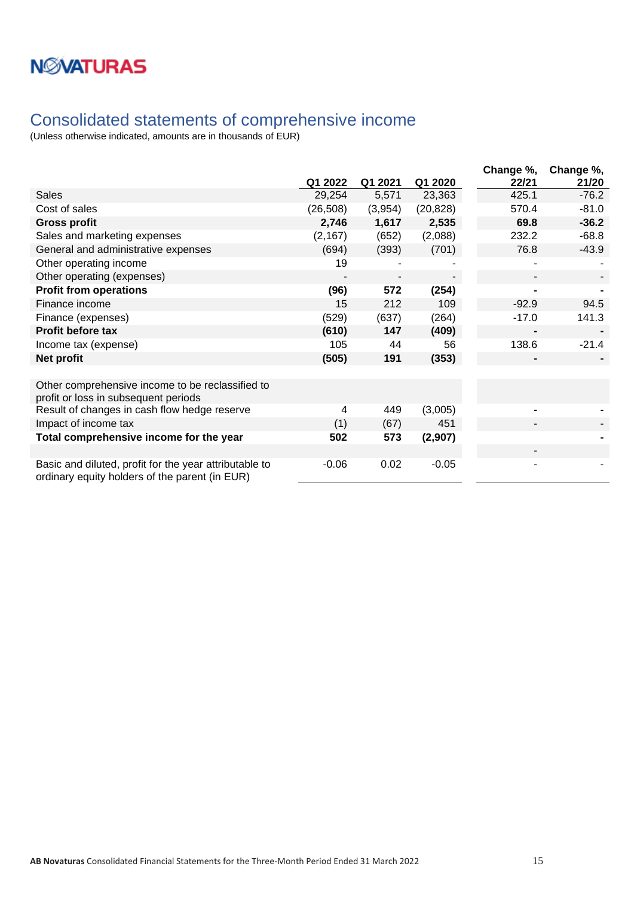# Consolidated statements of comprehensive income

(Unless otherwise indicated, amounts are in thousands of EUR)

| | Q1 2022 | Q1 2021 | Q1 2020 | Change %, 22/21 | Change %, 21/20 |
|---|---|---|---|---|---|
| Sales | 29,254 | 5,571 | 23,363 | 425.1 | -76.2 |
| Cost of sales | (26,508) | (3,954) | (20,828) | 570.4 | -81.0 |
| **Gross profit** | **2,746** | **1,617** | **2,535** | **69.8** | **-36.2** |
| Sales and marketing expenses | (2,167) | (652) | (2,088) | 232.2 | -68.8 |
| General and administrative expenses | (694) | (393) | (701) | 76.8 | -43.9 |
| Other operating income | 19 | - | - | - | - |
| Other operating (expenses) | - | - | - | - | - |
| **Profit from operations** | **(96)** | **572** | **(254)** | **-** | **-** |
| Finance income | 15 | 212 | 109 | -92.9 | 94.5 |
| Finance (expenses) | (529) | (637) | (264) | -17.0 | 141.3 |
| **Profit before tax** | **(610)** | **147** | **(409)** | **-** | **-** |
| Income tax (expense) | 105 | 44 | 56 | 138.6 | -21.4 |
| **Net profit** | **(505)** | **191** | **(353)** | **-** | **-** |
| | | | | | |
| Other comprehensive income to be reclassified to profit or loss in subsequent periods | | | | | |
| Result of changes in cash flow hedge reserve | 4 | 449 | (3,005) | - | - |
| Impact of income tax | (1) | (67) | 451 | - | - |
| **Total comprehensive income for the year** | **502** | **573** | **(2,907)** | | **-** |
| | | | | - | |
| Basic and diluted, profit for the year attributable to ordinary equity holders of the parent (in EUR) | -0.06 | 0.02 | -0.05 | - | - |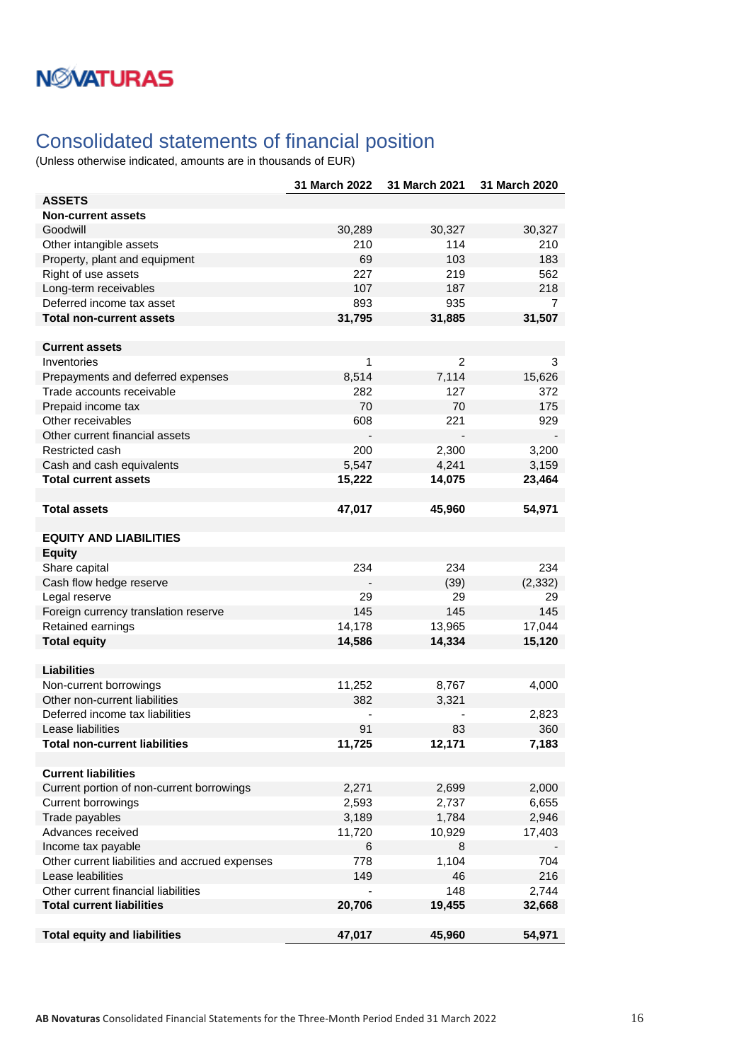# Consolidated statements of financial position

(Unless otherwise indicated, amounts are in thousands of EUR)

| | 31 March 2022 | 31 March 2021 | 31 March 2020 |
|---|---|---|---|
| **ASSETS** | | | |
| **Non-current assets** | | | |
| Goodwill | 30,289 | 30,327 | 30,327 |
| Other intangible assets | 210 | 114 | 210 |
| Property, plant and equipment | 69 | 103 | 183 |
| Right of use assets | 227 | 219 | 562 |
| Long-term receivables | 107 | 187 | 218 |
| Deferred income tax asset | 893 | 935 | 7 |
| **Total non-current assets** | **31,795** | **31,885** | **31,507** |
| | | | |
| **Current assets** | | | |
| Inventories | 1 | 2 | 3 |
| Prepayments and deferred expenses | 8,514 | 7,114 | 15,626 |
| Trade accounts receivable | 282 | 127 | 372 |
| Prepaid income tax | 70 | 70 | 175 |
| Other receivables | 608 | 221 | 929 |
| Other current financial assets | - | - | - |
| Restricted cash | 200 | 2,300 | 3,200 |
| Cash and cash equivalents | 5,547 | 4,241 | 3,159 |
| **Total current assets** | **15,222** | **14,075** | **23,464** |
| | | | |
| **Total assets** | **47,017** | **45,960** | **54,971** |
| | | | |
| **EQUITY AND LIABILITIES** | | | |
| **Equity** | | | |
| Share capital | 234 | 234 | 234 |
| Cash flow hedge reserve | - | (39) | (2,332) |
| Legal reserve | 29 | 29 | 29 |
| Foreign currency translation reserve | 145 | 145 | 145 |
| Retained earnings | 14,178 | 13,965 | 17,044 |
| **Total equity** | **14,586** | **14,334** | **15,120** |
| | | | |
| **Liabilities** | | | |
| Non-current borrowings | 11,252 | 8,767 | 4,000 |
| Other non-current liabilities | 382 | 3,321 | |
| Deferred income tax liabilities | - | - | 2,823 |
| Lease liabilities | 91 | 83 | 360 |
| **Total non-current liabilities** | **11,725** | **12,171** | **7,183** |
| | | | |
| **Current liabilities** | | | |
| Current portion of non-current borrowings | 2,271 | 2,699 | 2,000 |
| Current borrowings | 2,593 | 2,737 | 6,655 |
| Trade payables | 3,189 | 1,784 | 2,946 |
| Advances received | 11,720 | 10,929 | 17,403 |
| Income tax payable | 6 | 8 | - |
| Other current liabilities and accrued expenses | 778 | 1,104 | 704 |
| Lease leabilities | 149 | 46 | 216 |
| Other current financial liabilities | - | 148 | 2,744 |
| **Total current liabilities** | **20,706** | **19,455** | **32,668** |
| | | | |
| **Total equity and liabilities** | **47,017** | **45,960** | **54,971** |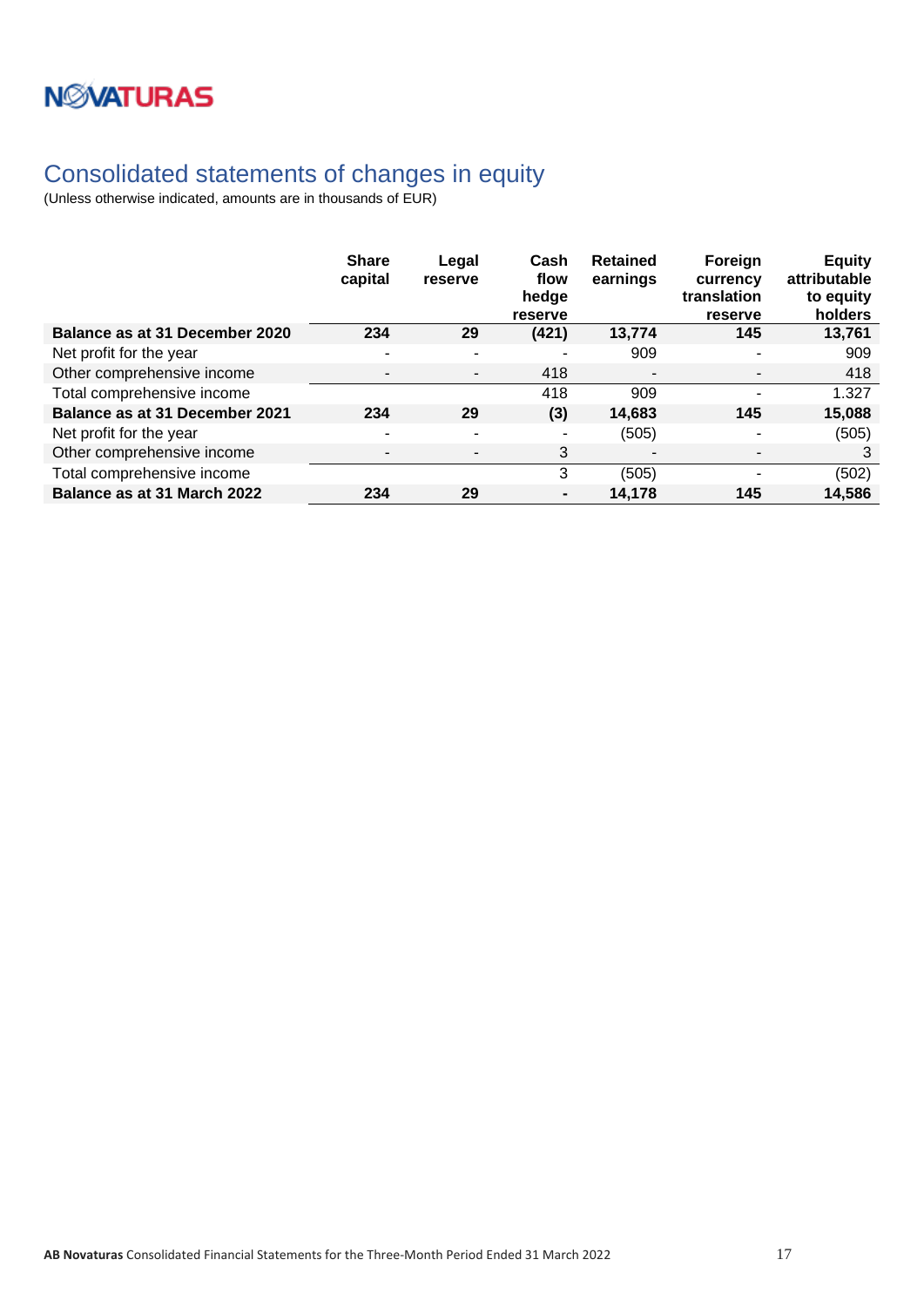# Consolidated statements of changes in equity

(Unless otherwise indicated, amounts are in thousands of EUR)

| | Share capital | Legal reserve | Cash flow hedge reserve | Retained earnings | Foreign currency translation reserve | Equity attributable to equity holders |
|---|---|---|---|---|---|---|
| **Balance as at 31 December 2020** | **234** | **29** | **(421)** | **13,774** | **145** | **13,761** |
| Net profit for the year | - | - | - | 909 | - | 909 |
| Other comprehensive income | - | - | 418 | - | - | 418 |
| Total comprehensive income | | | 418 | 909 | - | 1.327 |
| **Balance as at 31 December 2021** | **234** | **29** | **(3)** | **14,683** | **145** | **15,088** |
| Net profit for the year | - | - | - | (505) | - | (505) |
| Other comprehensive income | - | - | 3 | - | - | 3 |
| Total comprehensive income | | | 3 | (505) | - | (502) |
| **Balance as at 31 March 2022** | **234** | **29** | **-** | **14,178** | **145** | **14,586** |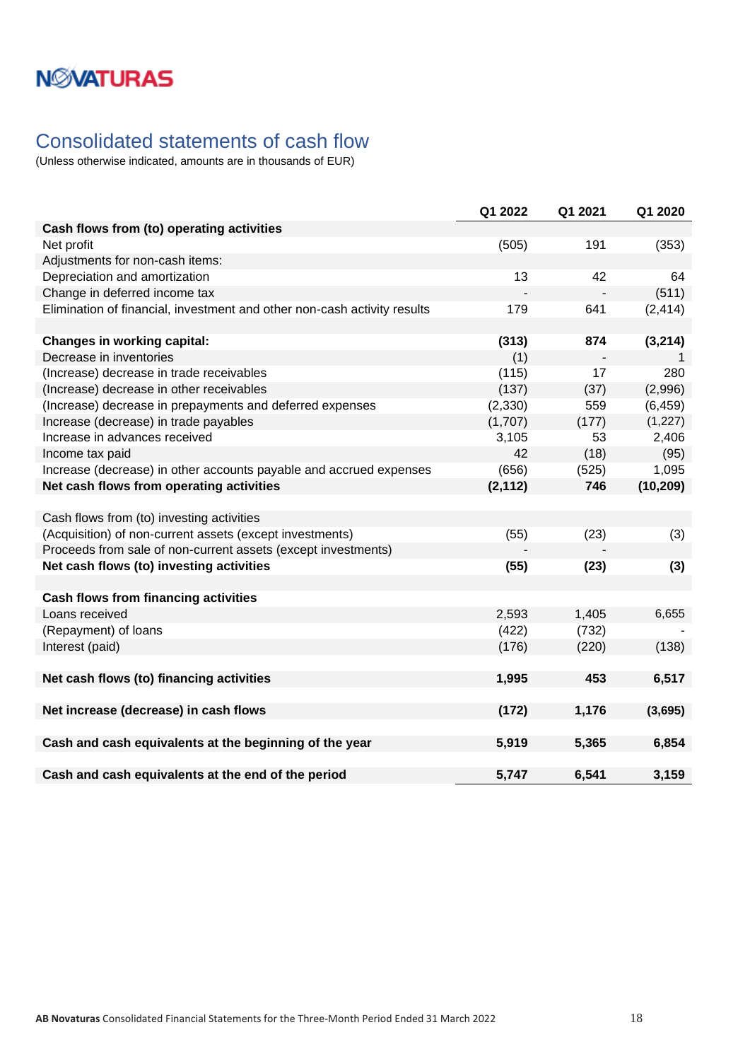# Consolidated statements of cash flow

(Unless otherwise indicated, amounts are in thousands of EUR)

| | Q1 2022 | Q1 2021 | Q1 2020 |
|---|---|---|---|
| **Cash flows from (to) operating activities** | | | |
| Net profit | (505) | 191 | (353) |
| Adjustments for non-cash items: | | | |
| Depreciation and amortization | 13 | 42 | 64 |
| Change in deferred income tax | - | - | (511) |
| Elimination of financial, investment and other non-cash activity results | 179 | 641 | (2,414) |
| | | | |
| **Changes in working capital:** | **(313)** | **874** | **(3,214)** |
| Decrease in inventories | (1) | - | 1 |
| (Increase) decrease in trade receivables | (115) | 17 | 280 |
| (Increase) decrease in other receivables | (137) | (37) | (2,996) |
| (Increase) decrease in prepayments and deferred expenses | (2,330) | 559 | (6,459) |
| Increase (decrease) in trade payables | (1,707) | (177) | (1,227) |
| Increase in advances received | 3,105 | 53 | 2,406 |
| Income tax paid | 42 | (18) | (95) |
| Increase (decrease) in other accounts payable and accrued expenses | (656) | (525) | 1,095 |
| **Net cash flows from operating activities** | **(2,112)** | **746** | **(10,209)** |
| | | | |
| Cash flows from (to) investing activities | | | |
| (Acquisition) of non-current assets (except investments) | (55) | (23) | (3) |
| Proceeds from sale of non-current assets (except investments) | - | - | |
| **Net cash flows (to) investing activities** | **(55)** | **(23)** | **(3)** |
| | | | |
| **Cash flows from financing activities** | | | |
| Loans received | 2,593 | 1,405 | 6,655 |
| (Repayment) of loans | (422) | (732) | - |
| Interest (paid) | (176) | (220) | (138) |
| | | | |
| **Net cash flows (to) financing activities** | **1,995** | **453** | **6,517** |
| | | | |
| **Net increase (decrease) in cash flows** | **(172)** | **1,176** | **(3,695)** |
| | | | |
| **Cash and cash equivalents at the beginning of the year** | **5,919** | **5,365** | **6,854** |
| | | | |
| **Cash and cash equivalents at the end of the period** | **5,747** | **6,541** | **3,159** |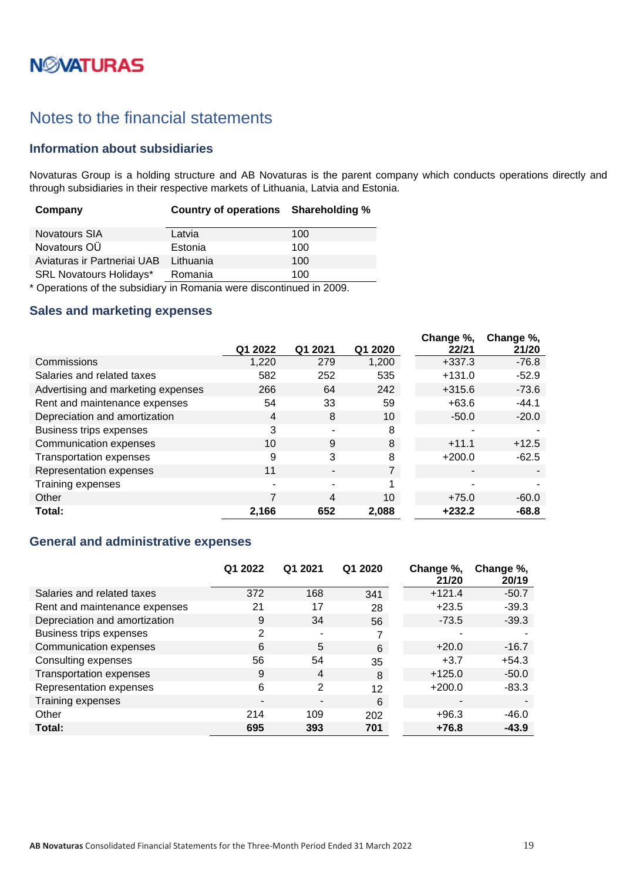# Notes to the financial statements

## Information about subsidiaries

Novaturas Group is a holding structure and AB Novaturas is the parent company which conducts operations directly and through subsidiaries in their respective markets of Lithuania, Latvia and Estonia.

| Company | Country of operations | Shareholding % |
|---|---|---|
| Novatours SIA | Latvia | 100 |
| Novatours OÜ | Estonia | 100 |
| Aviaturas ir Partneriai UAB | Lithuania | 100 |
| SRL Novatours Holidays* | Romania | 100 |

* Operations of the subsidiary in Romania were discontinued in 2009.

## Sales and marketing expenses

| | Q1 2022 | Q1 2021 | Q1 2020 | Change %, 22/21 | Change %, 21/20 |
|---|---|---|---|---|---|
| Commissions | 1,220 | 279 | 1,200 | +337.3 | -76.8 |
| Salaries and related taxes | 582 | 252 | 535 | +131.0 | -52.9 |
| Advertising and marketing expenses | 266 | 64 | 242 | +315.6 | -73.6 |
| Rent and maintenance expenses | 54 | 33 | 59 | +63.6 | -44.1 |
| Depreciation and amortization | 4 | 8 | 10 | -50.0 | -20.0 |
| Business trips expenses | 3 | - | 8 | - | - |
| Communication expenses | 10 | 9 | 8 | +11.1 | +12.5 |
| Transportation expenses | 9 | 3 | 8 | +200.0 | -62.5 |
| Representation expenses | 11 | - | 7 | - | - |
| Training expenses | - | - | 1 | - | - |
| Other | 7 | 4 | 10 | +75.0 | -60.0 |
| **Total:** | **2,166** | **652** | **2,088** | **+232.2** | **-68.8** |

## General and administrative expenses

| | Q1 2022 | Q1 2021 | Q1 2020 | Change %, 21/20 | Change %, 20/19 |
|---|---|---|---|---|---|
| Salaries and related taxes | 372 | 168 | 341 | +121.4 | -50.7 |
| Rent and maintenance expenses | 21 | 17 | 28 | +23.5 | -39.3 |
| Depreciation and amortization | 9 | 34 | 56 | -73.5 | -39.3 |
| Business trips expenses | 2 | - | 7 | - | - |
| Communication expenses | 6 | 5 | 6 | +20.0 | -16.7 |
| Consulting expenses | 56 | 54 | 35 | +3.7 | +54.3 |
| Transportation expenses | 9 | 4 | 8 | +125.0 | -50.0 |
| Representation expenses | 6 | 2 | 12 | +200.0 | -83.3 |
| Training expenses | - | - | 6 | - | - |
| Other | 214 | 109 | 202 | +96.3 | -46.0 |
| **Total:** | **695** | **393** | **701** | **+76.8** | **-43.9** |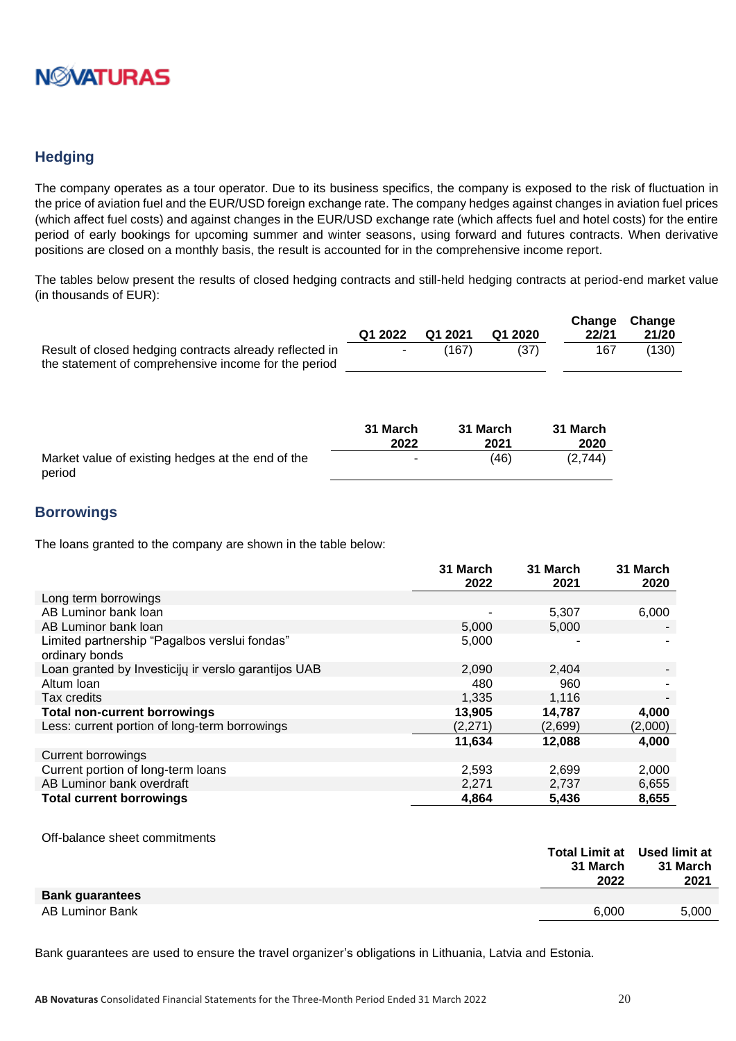## Hedging

The company operates as a tour operator. Due to its business specifics, the company is exposed to the risk of fluctuation in the price of aviation fuel and the EUR/USD foreign exchange rate. The company hedges against changes in aviation fuel prices (which affect fuel costs) and against changes in the EUR/USD exchange rate (which affects fuel and hotel costs) for the entire period of early bookings for upcoming summer and winter seasons, using forward and futures contracts. When derivative positions are closed on a monthly basis, the result is accounted for in the comprehensive income report.

The tables below present the results of closed hedging contracts and still-held hedging contracts at period-end market value (in thousands of EUR):

| | Q1 2022 | Q1 2021 | Q1 2020 | Change 22/21 | Change 21/20 |
|---|---|---|---|---|---|
| Result of closed hedging contracts already reflected in the statement of comprehensive income for the period | - | (167) | (37) | 167 | (130) |

| | 31 March 2022 | 31 March 2021 | 31 March 2020 |
|---|---|---|---|
| Market value of existing hedges at the end of the period | - | (46) | (2,744) |

## Borrowings

The loans granted to the company are shown in the table below:

| | 31 March 2022 | 31 March 2021 | 31 March 2020 |
|---|---|---|---|
| Long term borrowings | | | |
| AB Luminor bank loan | - | 5,307 | 6,000 |
| AB Luminor bank loan | 5,000 | 5,000 | - |
| Limited partnership "Pagalbos verslui fondas" ordinary bonds | 5,000 | - | - |
| Loan granted by Investicijų ir verslo garantijos UAB | 2,090 | 2,404 | - |
| Altum loan | 480 | 960 | - |
| Tax credits | 1,335 | 1,116 | - |
| **Total non-current borrowings** | **13,905** | **14,787** | **4,000** |
| Less: current portion of long-term borrowings | (2,271) | (2,699) | (2,000) |
| | **11,634** | **12,088** | **4,000** |
| Current borrowings | | | |
| Current portion of long-term loans | 2,593 | 2,699 | 2,000 |
| AB Luminor bank overdraft | 2,271 | 2,737 | 6,655 |
| **Total current borrowings** | **4,864** | **5,436** | **8,655** |

Off-balance sheet commitments

| | Total Limit at 31 March 2022 | Used limit at 31 March 2021 |
|---|---|---|
| **Bank guarantees** | | |
| AB Luminor Bank | 6,000 | 5,000 |

Bank guarantees are used to ensure the travel organizer's obligations in Lithuania, Latvia and Estonia.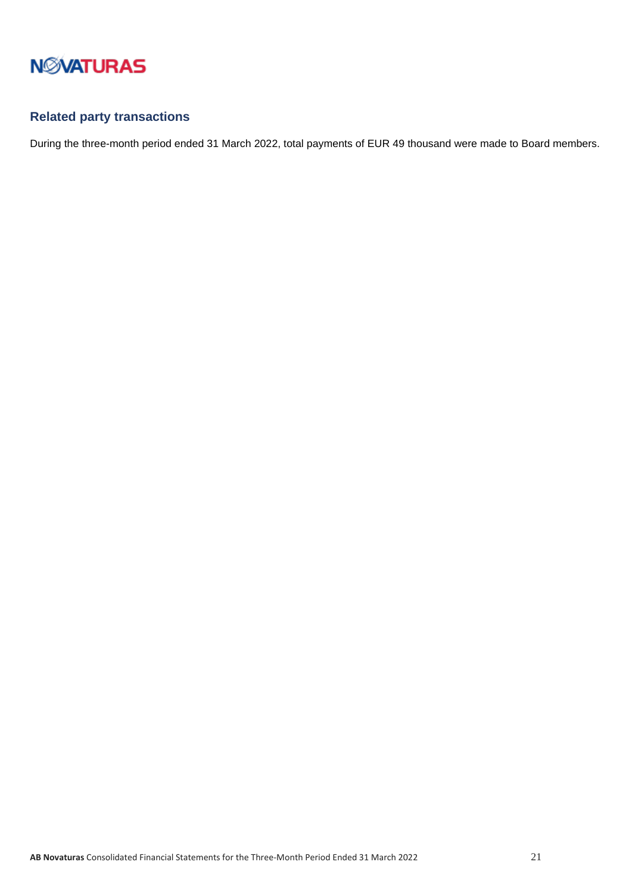## Related party transactions

During the three-month period ended 31 March 2022, total payments of EUR 49 thousand were made to Board members.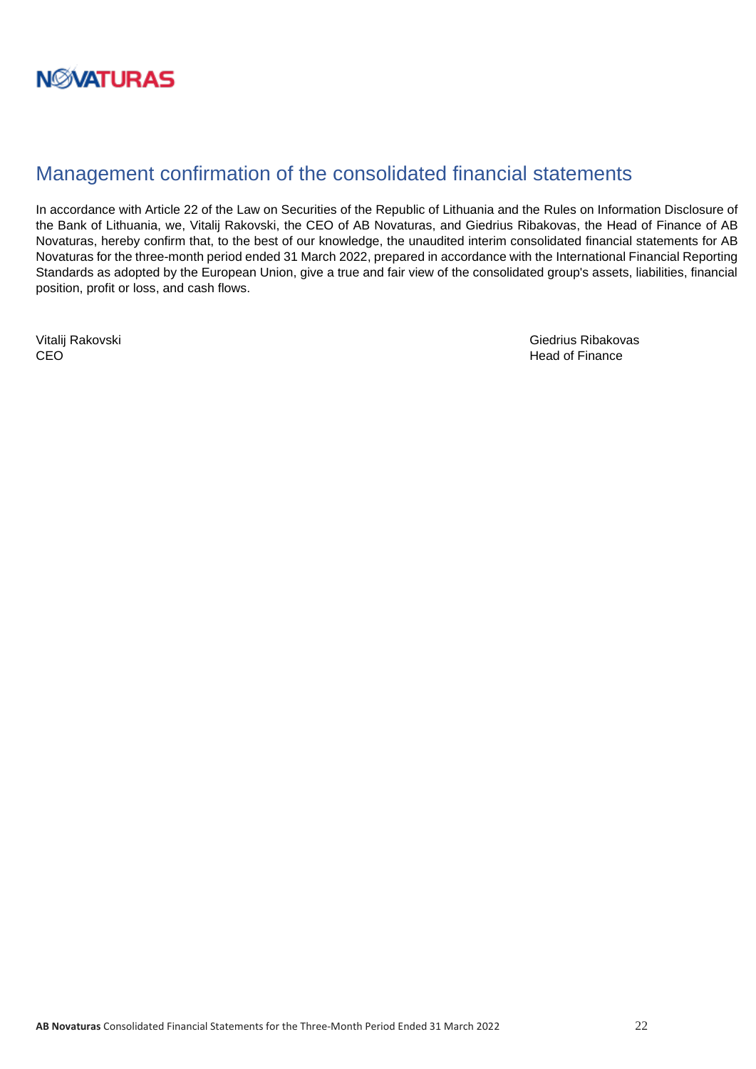# Management confirmation of the consolidated financial statements

In accordance with Article 22 of the Law on Securities of the Republic of Lithuania and the Rules on Information Disclosure of the Bank of Lithuania, we, Vitalij Rakovski, the CEO of AB Novaturas, and Giedrius Ribakovas, the Head of Finance of AB Novaturas, hereby confirm that, to the best of our knowledge, the unaudited interim consolidated financial statements for AB Novaturas for the three-month period ended 31 March 2022, prepared in accordance with the International Financial Reporting Standards as adopted by the European Union, give a true and fair view of the consolidated group's assets, liabilities, financial position, profit or loss, and cash flows.

Vitalij Rakovski
CEO

Giedrius Ribakovas
Head of Finance